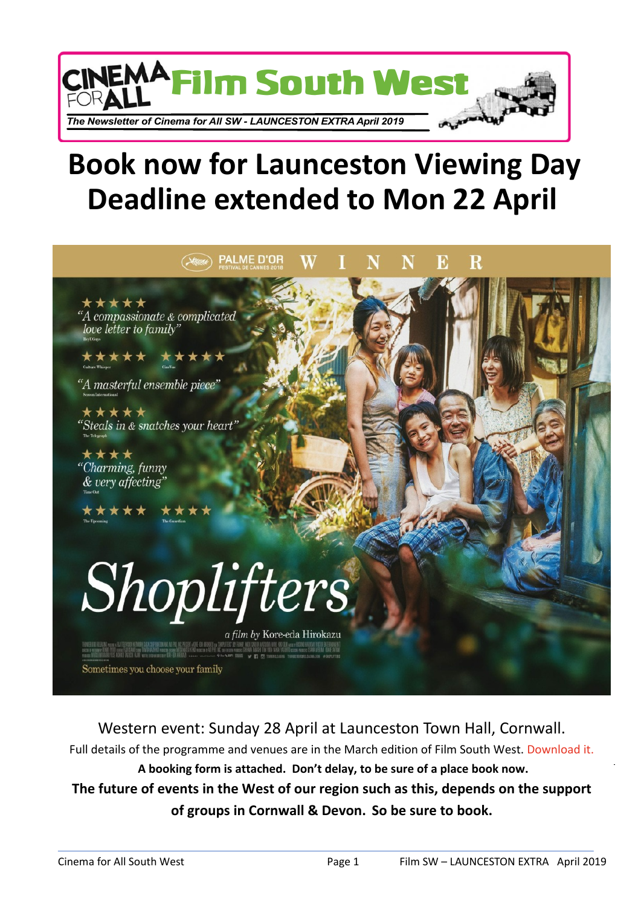CINEMA FOR ALL **Film South West**

*The Newsletter of Cinema for All SW - LAUNCESTON EXTRA April 2019*

# Book now for Launceston Viewing Day Deadline extended to Mon 22 April

PALME D'OR FESTIVAL DE CANNES 2018 WINNER

★★★★★ "A compassionate & complicated love letter to family"

★★★★★ ★★★★★

"A masterful ensemble piece"

★★★★★ "Steals in & snatches your heart" The Telegraph

★★★★ "Charming, funny & very affecting" Time Out

★★★★★ ★★★★ The Guardian

**Shoplifters**

*a film by Kore-eda Hirokazu*

Sometimes you choose your family

Western event: Sunday 28 April at Launceston Town Hall, Cornwall.

Full details of the programme and venues are in the March edition of Film South West. Download it.

**A booking form is attached. Don't delay, to be sure of a place book now.**

**The future of events in the West of our region such as this, depends on the support of groups in Cornwall & Devon. So be sure to book.**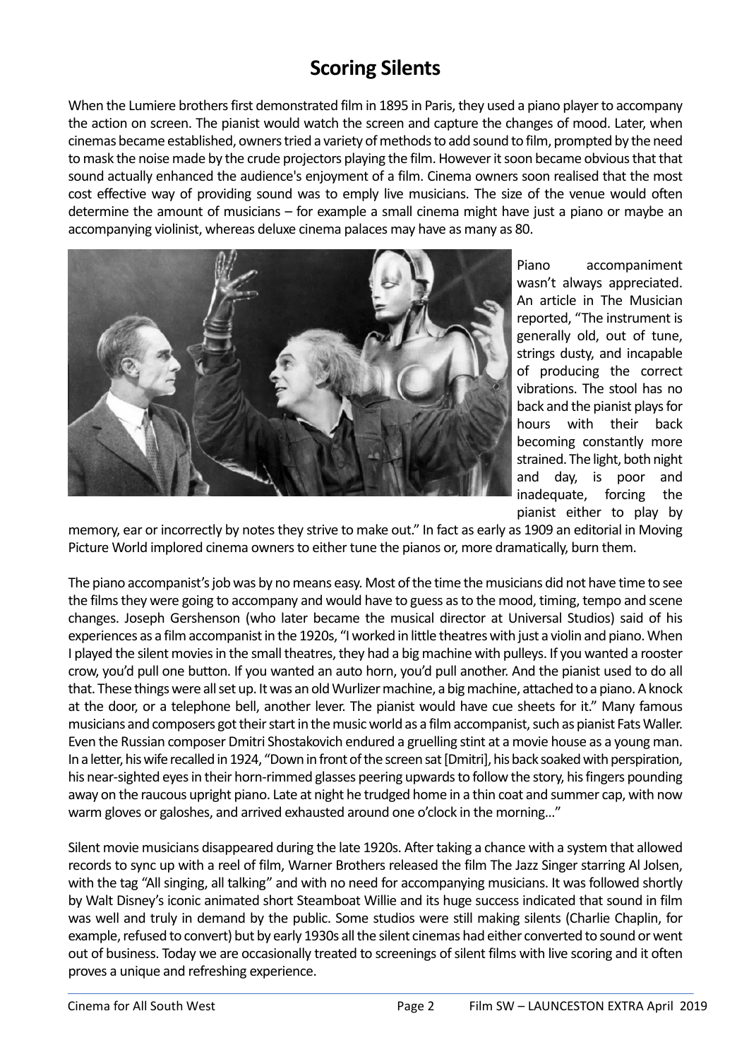# Scoring Silents

When the Lumiere brothers first demonstrated film in 1895 in Paris, they used a piano player to accompany the action on screen. The pianist would watch the screen and capture the changes of mood. Later, when cinemas became established, owners tried a variety of methods to add sound to film, prompted by the need to mask the noise made by the crude projectors playing the film. However it soon became obvious that that sound actually enhanced the audience's enjoyment of a film. Cinema owners soon realised that the most cost effective way of providing sound was to emply live musicians. The size of the venue would often determine the amount of musicians – for example a small cinema might have just a piano or maybe an accompanying violinist, whereas deluxe cinema palaces may have as many as 80.

Piano accompaniment wasn't always appreciated. An article in The Musician reported, "The instrument is generally old, out of tune, strings dusty, and incapable of producing the correct vibrations. The stool has no back and the pianist plays for hours with their back becoming constantly more strained. The light, both night and day, is poor and inadequate, forcing the pianist either to play by memory, ear or incorrectly by notes they strive to make out." In fact as early as 1909 an editorial in Moving Picture World implored cinema owners to either tune the pianos or, more dramatically, burn them.

The piano accompanist's job was by no means easy. Most of the time the musicians did not have time to see the films they were going to accompany and would have to guess as to the mood, timing, tempo and scene changes. Joseph Gershenson (who later became the musical director at Universal Studios) said of his experiences as a film accompanist in the 1920s, "I worked in little theatres with just a violin and piano. When I played the silent movies in the small theatres, they had a big machine with pulleys. If you wanted a rooster crow, you'd pull one button. If you wanted an auto horn, you'd pull another. And the pianist used to do all that. These things were all set up. It was an old Wurlizer machine, a big machine, attached to a piano. A knock at the door, or a telephone bell, another lever. The pianist would have cue sheets for it." Many famous musicians and composers got their start in the music world as a film accompanist, such as pianist Fats Waller. Even the Russian composer Dmitri Shostakovich endured a gruelling stint at a movie house as a young man. In a letter, his wife recalled in 1924, "Down in front of the screen sat [Dmitri], his back soaked with perspiration, his near-sighted eyes in their horn-rimmed glasses peering upwards to follow the story, his fingers pounding away on the raucous upright piano. Late at night he trudged home in a thin coat and summer cap, with now warm gloves or galoshes, and arrived exhausted around one o'clock in the morning..."

Silent movie musicians disappeared during the late 1920s. After taking a chance with a system that allowed records to sync up with a reel of film, Warner Brothers released the film The Jazz Singer starring Al Jolsen, with the tag "All singing, all talking" and with no need for accompanying musicians. It was followed shortly by Walt Disney's iconic animated short Steamboat Willie and its huge success indicated that sound in film was well and truly in demand by the public. Some studios were still making silents (Charlie Chaplin, for example, refused to convert) but by early 1930s all the silent cinemas had either converted to sound or went out of business. Today we are occasionally treated to screenings of silent films with live scoring and it often proves a unique and refreshing experience.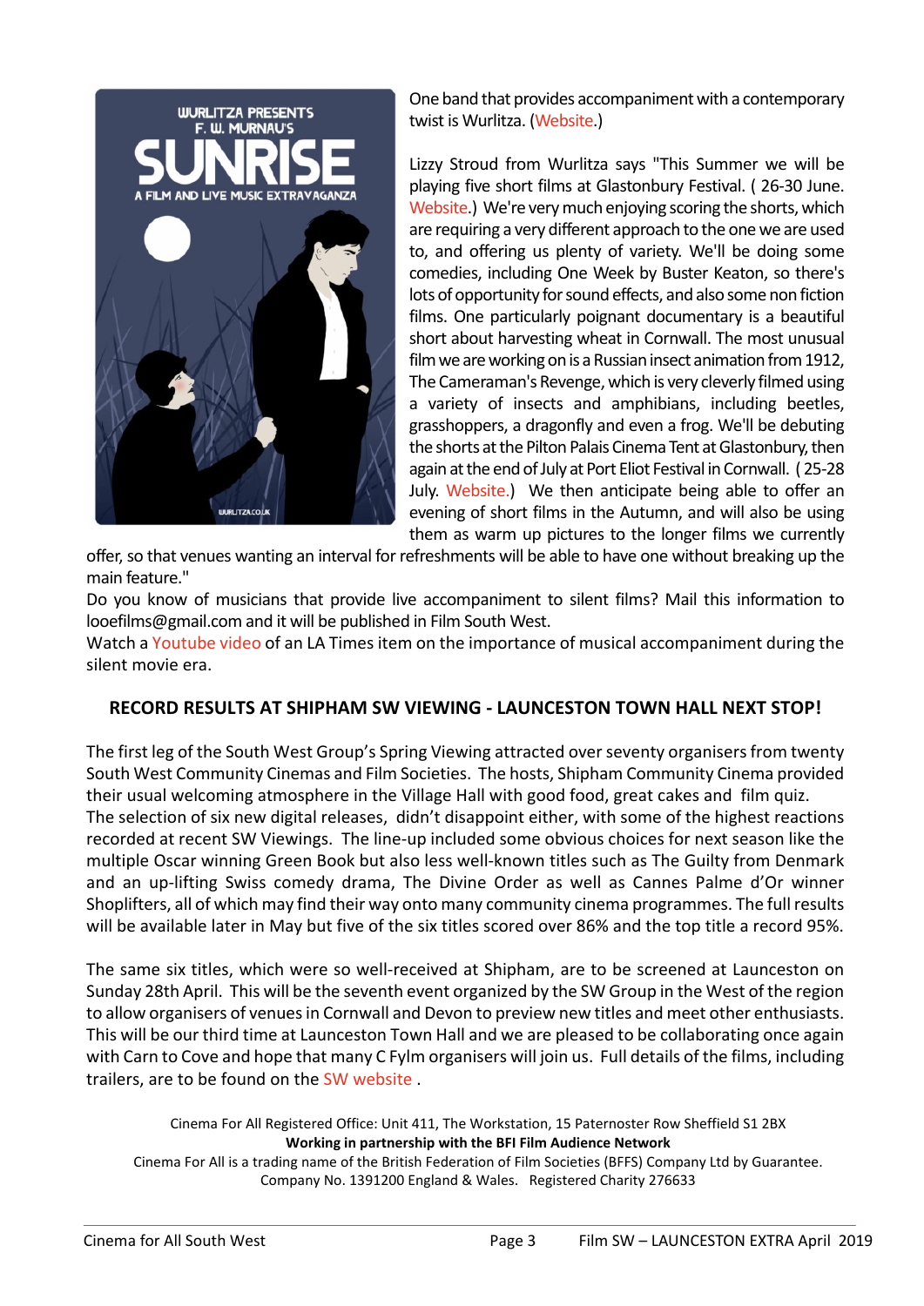One band that provides accompaniment with a contemporary twist is Wurlitza. (Website.)

Lizzy Stroud from Wurlitza says "This Summer we will be playing five short films at Glastonbury Festival. ( 26-30 June. Website.) We're very much enjoying scoring the shorts, which are requiring a very different approach to the one we are used to, and offering us plenty of variety. We'll be doing some comedies, including One Week by Buster Keaton, so there's lots of opportunity for sound effects, and also some non fiction films. One particularly poignant documentary is a beautiful short about harvesting wheat in Cornwall. The most unusual film we are working on is a Russian insect animation from 1912, The Cameraman's Revenge, which is very cleverly filmed using a variety of insects and amphibians, including beetles, grasshoppers, a dragonfly and even a frog. We'll be debuting the shorts at the Pilton Palais Cinema Tent at Glastonbury, then again at the end of July at Port Eliot Festival in Cornwall. ( 25-28 July. Website.) We then anticipate being able to offer an evening of short films in the Autumn, and will also be using them as warm up pictures to the longer films we currently offer, so that venues wanting an interval for refreshments will be able to have one without breaking up the main feature."

Do you know of musicians that provide live accompaniment to silent films? Mail this information to looefilms@gmail.com and it will be published in Film South West.

Watch a Youtube video of an LA Times item on the importance of musical accompaniment during the silent movie era.

## RECORD RESULTS AT SHIPHAM SW VIEWING - LAUNCESTON TOWN HALL NEXT STOP!

The first leg of the South West Group's Spring Viewing attracted over seventy organisers from twenty South West Community Cinemas and Film Societies. The hosts, Shipham Community Cinema provided their usual welcoming atmosphere in the Village Hall with good food, great cakes and film quiz.

The selection of six new digital releases, didn't disappoint either, with some of the highest reactions recorded at recent SW Viewings. The line-up included some obvious choices for next season like the multiple Oscar winning Green Book but also less well-known titles such as The Guilty from Denmark and an up-lifting Swiss comedy drama, The Divine Order as well as Cannes Palme d'Or winner Shoplifters, all of which may find their way onto many community cinema programmes. The full results will be available later in May but five of the six titles scored over 86% and the top title a record 95%.

The same six titles, which were so well-received at Shipham, are to be screened at Launceston on Sunday 28th April. This will be the seventh event organized by the SW Group in the West of the region to allow organisers of venues in Cornwall and Devon to preview new titles and meet other enthusiasts. This will be our third time at Launceston Town Hall and we are pleased to be collaborating once again with Carn to Cove and hope that many C Fylm organisers will join us. Full details of the films, including trailers, are to be found on the SW website .

Cinema For All Registered Office: Unit 411, The Workstation, 15 Paternoster Row Sheffield S1 2BX

**Working in partnership with the BFI Film Audience Network**

Cinema For All is a trading name of the British Federation of Film Societies (BFFS) Company Ltd by Guarantee. Company No. 1391200 England & Wales. Registered Charity 276633